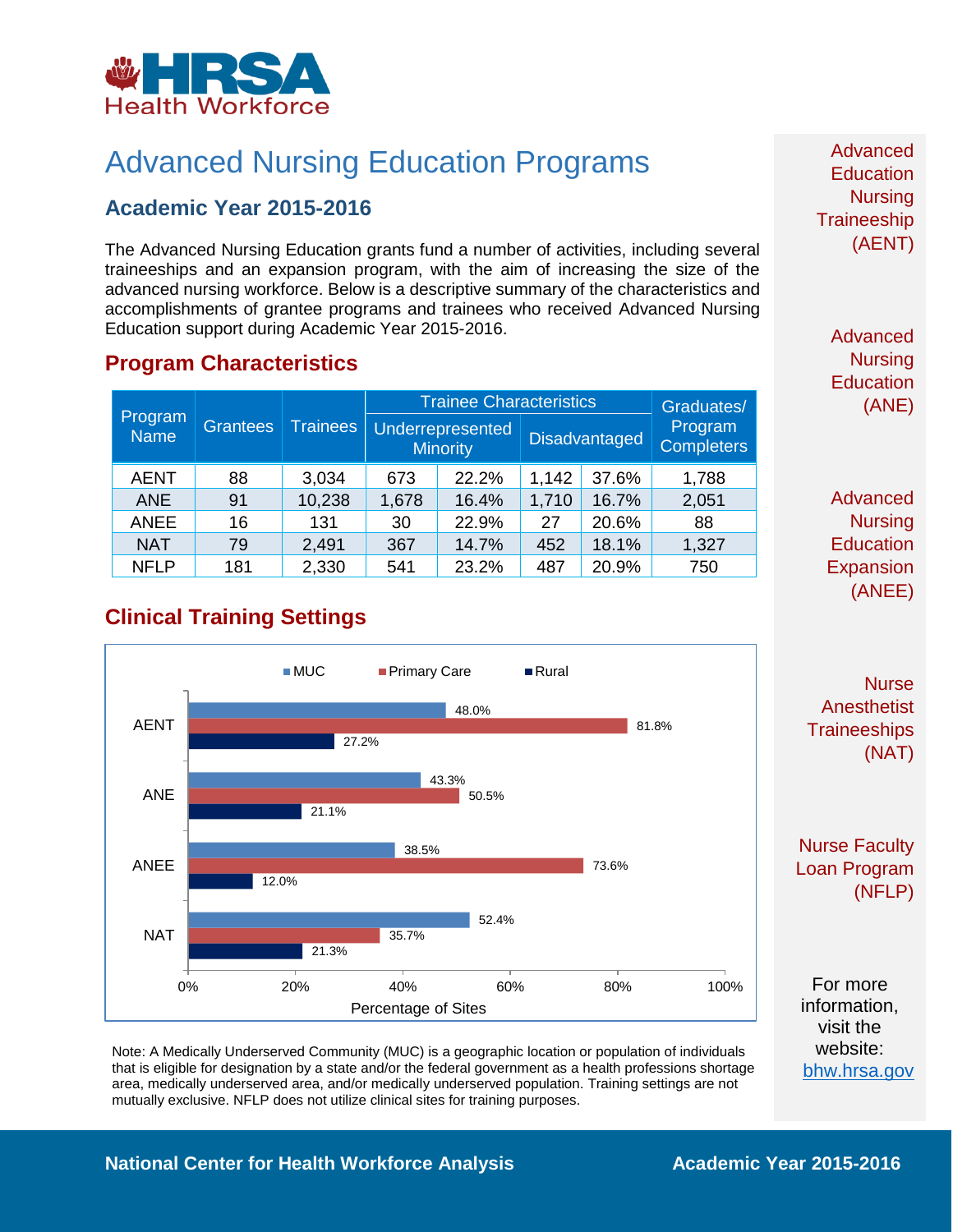HRSA Health Workforce

# Advanced Nursing Education Programs

## Academic Year 2015-2016

The Advanced Nursing Education grants fund a number of activities, including several traineeships and an expansion program, with the aim of increasing the size of the advanced nursing workforce. Below is a descriptive summary of the characteristics and accomplishments of grantee programs and trainees who received Advanced Nursing Education support during Academic Year 2015-2016.

## Program Characteristics

| Program Name | Grantees | Trainees | Trainee Characteristics | | | | Graduates/ Program Completers |
|---|---|---|---|---|---|---|---|
| | | | Underrepresented Minority | | Disadvantaged | | |
| AENT | 88 | 3,034 | 673 | 22.2% | 1,142 | 37.6% | 1,788 |
| ANE | 91 | 10,238 | 1,678 | 16.4% | 1,710 | 16.7% | 2,051 |
| ANEE | 16 | 131 | 30 | 22.9% | 27 | 20.6% | 88 |
| NAT | 79 | 2,491 | 367 | 14.7% | 452 | 18.1% | 1,327 |
| NFLP | 181 | 2,330 | 541 | 23.2% | 487 | 20.9% | 750 |

## Clinical Training Settings

| Program | MUC | Primary Care | Rural |
|---|---|---|---|
| AENT | 48.0% | 81.8% | 27.2% |
| ANE | 43.3% | 50.5% | 21.1% |
| ANEE | 38.5% | 73.6% | 12.0% |
| NAT | 52.4% | 35.7% | 21.3% |

Percentage of Sites

Note: A Medically Underserved Community (MUC) is a geographic location or population of individuals that is eligible for designation by a state and/or the federal government as a health professions shortage area, medically underserved area, and/or medically underserved population. Training settings are not mutually exclusive. NFLP does not utilize clinical sites for training purposes.

Advanced Education Nursing Traineeship (AENT)

Advanced Nursing Education (ANE)

Advanced Nursing Education Expansion (ANEE)

Nurse Anesthetist Traineeships (NAT)

Nurse Faculty Loan Program (NFLP)

For more information, visit the website: bhw.hrsa.gov

National Center for Health Workforce Analysis — Academic Year 2015-2016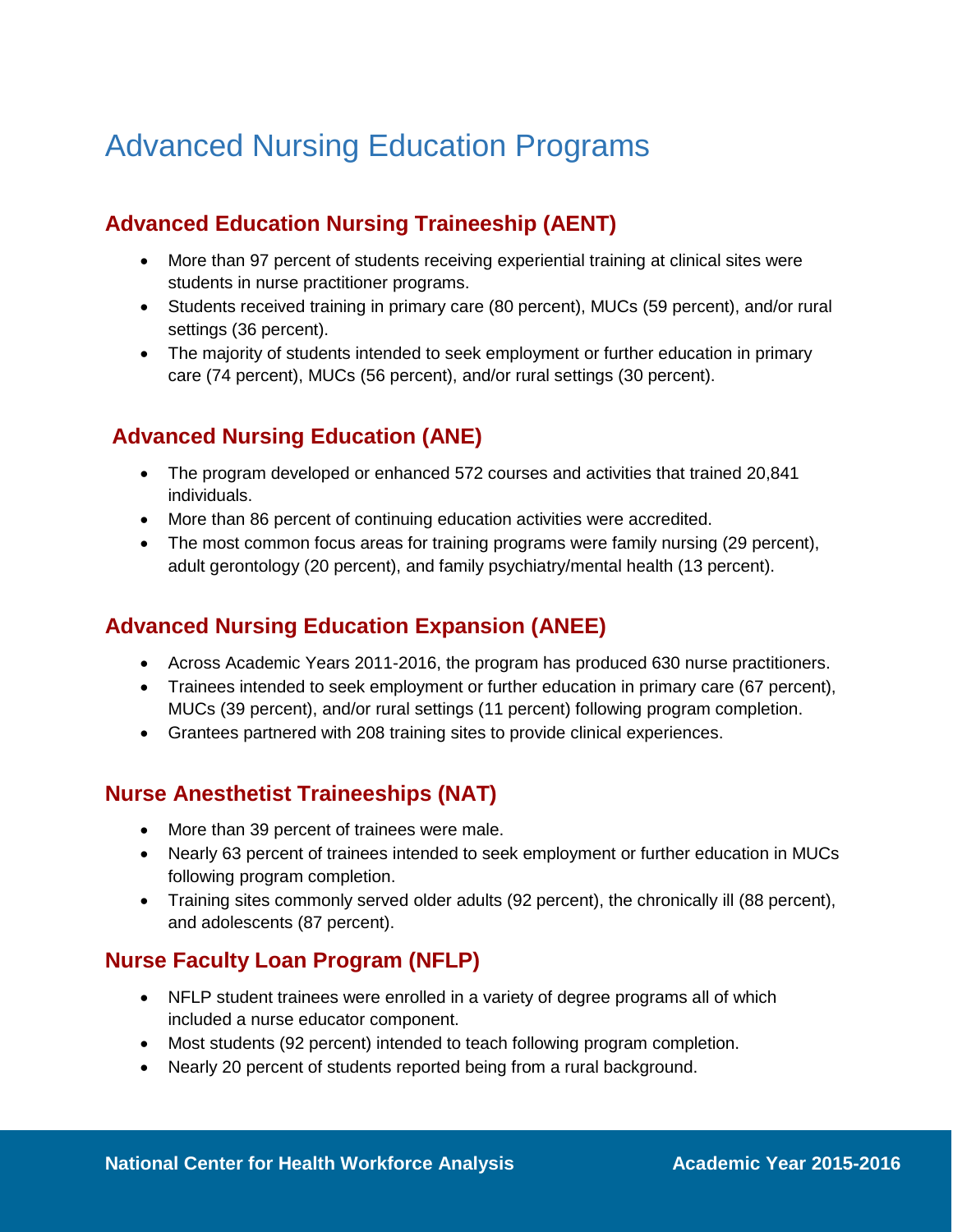# Advanced Nursing Education Programs

## Advanced Education Nursing Traineeship (AENT)

- More than 97 percent of students receiving experiential training at clinical sites were students in nurse practitioner programs.
- Students received training in primary care (80 percent), MUCs (59 percent), and/or rural settings (36 percent).
- The majority of students intended to seek employment or further education in primary care (74 percent), MUCs (56 percent), and/or rural settings (30 percent).

## Advanced Nursing Education (ANE)

- The program developed or enhanced 572 courses and activities that trained 20,841 individuals.
- More than 86 percent of continuing education activities were accredited.
- The most common focus areas for training programs were family nursing (29 percent), adult gerontology (20 percent), and family psychiatry/mental health (13 percent).

## Advanced Nursing Education Expansion (ANEE)

- Across Academic Years 2011-2016, the program has produced 630 nurse practitioners.
- Trainees intended to seek employment or further education in primary care (67 percent), MUCs (39 percent), and/or rural settings (11 percent) following program completion.
- Grantees partnered with 208 training sites to provide clinical experiences.

## Nurse Anesthetist Traineeships (NAT)

- More than 39 percent of trainees were male.
- Nearly 63 percent of trainees intended to seek employment or further education in MUCs following program completion.
- Training sites commonly served older adults (92 percent), the chronically ill (88 percent), and adolescents (87 percent).

## Nurse Faculty Loan Program (NFLP)

- NFLP student trainees were enrolled in a variety of degree programs all of which included a nurse educator component.
- Most students (92 percent) intended to teach following program completion.
- Nearly 20 percent of students reported being from a rural background.